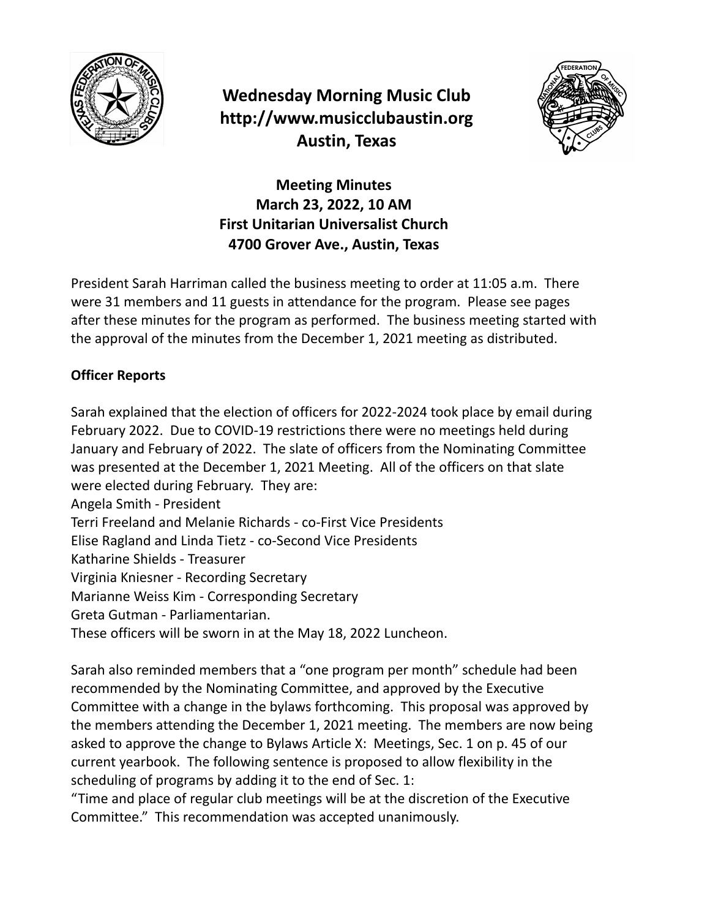# Wednesday Morning Music Club
**http://www.musicclubaustin.org**
**Austin, Texas**

## Meeting Minutes
**March 23, 2022, 10 AM**
**First Unitarian Universalist Church**
**4700 Grover Ave., Austin, Texas**

President Sarah Harriman called the business meeting to order at 11:05 a.m. There were 31 members and 11 guests in attendance for the program. Please see pages after these minutes for the program as performed. The business meeting started with the approval of the minutes from the December 1, 2021 meeting as distributed.

**Officer Reports**

Sarah explained that the election of officers for 2022-2024 took place by email during February 2022. Due to COVID-19 restrictions there were no meetings held during January and February of 2022. The slate of officers from the Nominating Committee was presented at the December 1, 2021 Meeting. All of the officers on that slate were elected during February. They are:
Angela Smith - President
Terri Freeland and Melanie Richards - co-First Vice Presidents
Elise Ragland and Linda Tietz - co-Second Vice Presidents
Katharine Shields - Treasurer
Virginia Kniesner - Recording Secretary
Marianne Weiss Kim - Corresponding Secretary
Greta Gutman - Parliamentarian.
These officers will be sworn in at the May 18, 2022 Luncheon.

Sarah also reminded members that a "one program per month" schedule had been recommended by the Nominating Committee, and approved by the Executive Committee with a change in the bylaws forthcoming. This proposal was approved by the members attending the December 1, 2021 meeting. The members are now being asked to approve the change to Bylaws Article X: Meetings, Sec. 1 on p. 45 of our current yearbook. The following sentence is proposed to allow flexibility in the scheduling of programs by adding it to the end of Sec. 1:
"Time and place of regular club meetings will be at the discretion of the Executive Committee." This recommendation was accepted unanimously.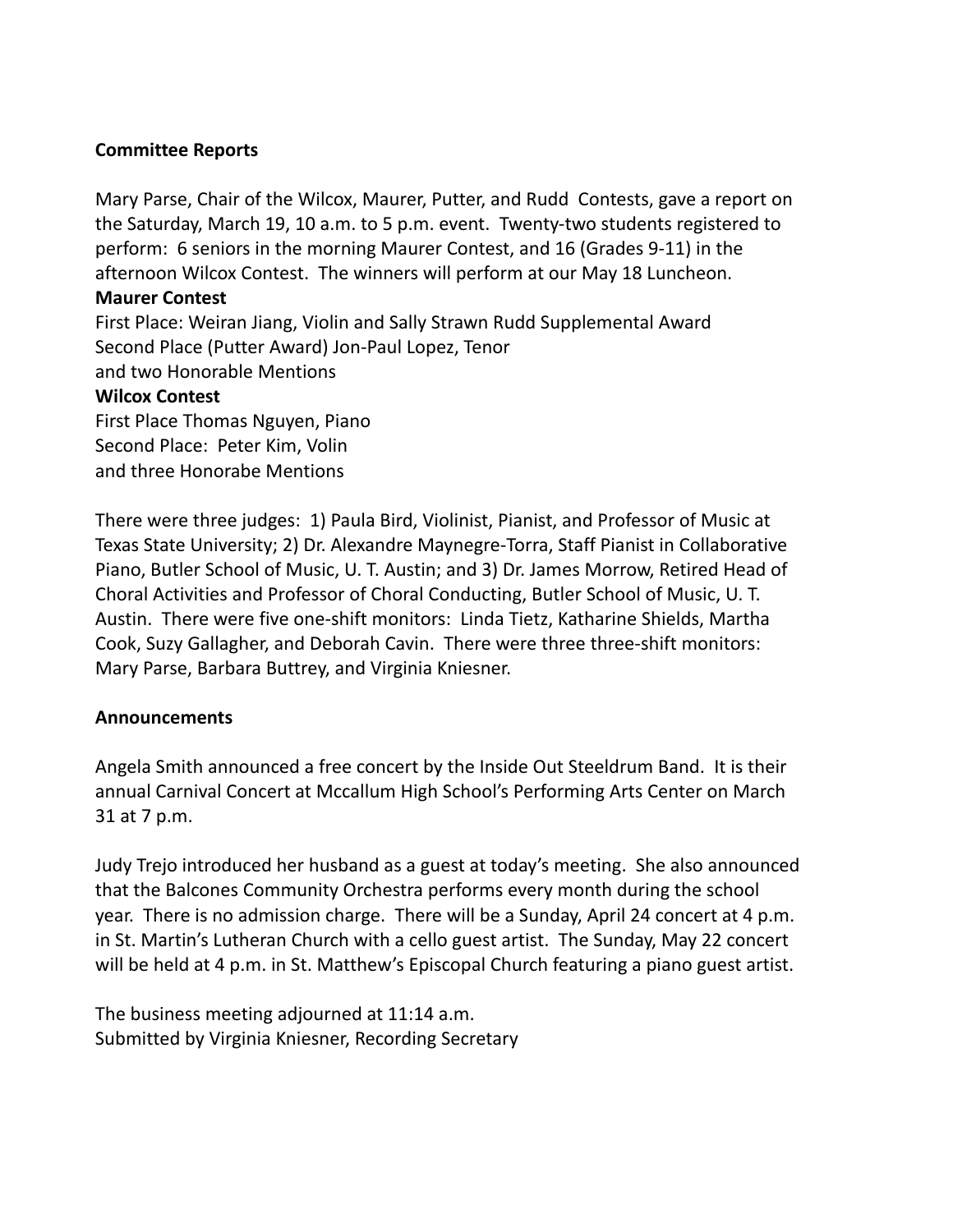**Committee Reports**

Mary Parse, Chair of the Wilcox, Maurer, Putter, and Rudd Contests, gave a report on the Saturday, March 19, 10 a.m. to 5 p.m. event. Twenty-two students registered to perform: 6 seniors in the morning Maurer Contest, and 16 (Grades 9-11) in the afternoon Wilcox Contest. The winners will perform at our May 18 Luncheon.

**Maurer Contest**

First Place: Weiran Jiang, Violin and Sally Strawn Rudd Supplemental Award
Second Place (Putter Award) Jon-Paul Lopez, Tenor
and two Honorable Mentions

**Wilcox Contest**

First Place Thomas Nguyen, Piano
Second Place: Peter Kim, Volin
and three Honorabe Mentions

There were three judges: 1) Paula Bird, Violinist, Pianist, and Professor of Music at Texas State University; 2) Dr. Alexandre Maynegre-Torra, Staff Pianist in Collaborative Piano, Butler School of Music, U. T. Austin; and 3) Dr. James Morrow, Retired Head of Choral Activities and Professor of Choral Conducting, Butler School of Music, U. T. Austin. There were five one-shift monitors: Linda Tietz, Katharine Shields, Martha Cook, Suzy Gallagher, and Deborah Cavin. There were three three-shift monitors: Mary Parse, Barbara Buttrey, and Virginia Kniesner.

**Announcements**

Angela Smith announced a free concert by the Inside Out Steeldrum Band. It is their annual Carnival Concert at Mccallum High School's Performing Arts Center on March 31 at 7 p.m.

Judy Trejo introduced her husband as a guest at today's meeting. She also announced that the Balcones Community Orchestra performs every month during the school year. There is no admission charge. There will be a Sunday, April 24 concert at 4 p.m. in St. Martin's Lutheran Church with a cello guest artist. The Sunday, May 22 concert will be held at 4 p.m. in St. Matthew's Episcopal Church featuring a piano guest artist.

The business meeting adjourned at 11:14 a.m.
Submitted by Virginia Kniesner, Recording Secretary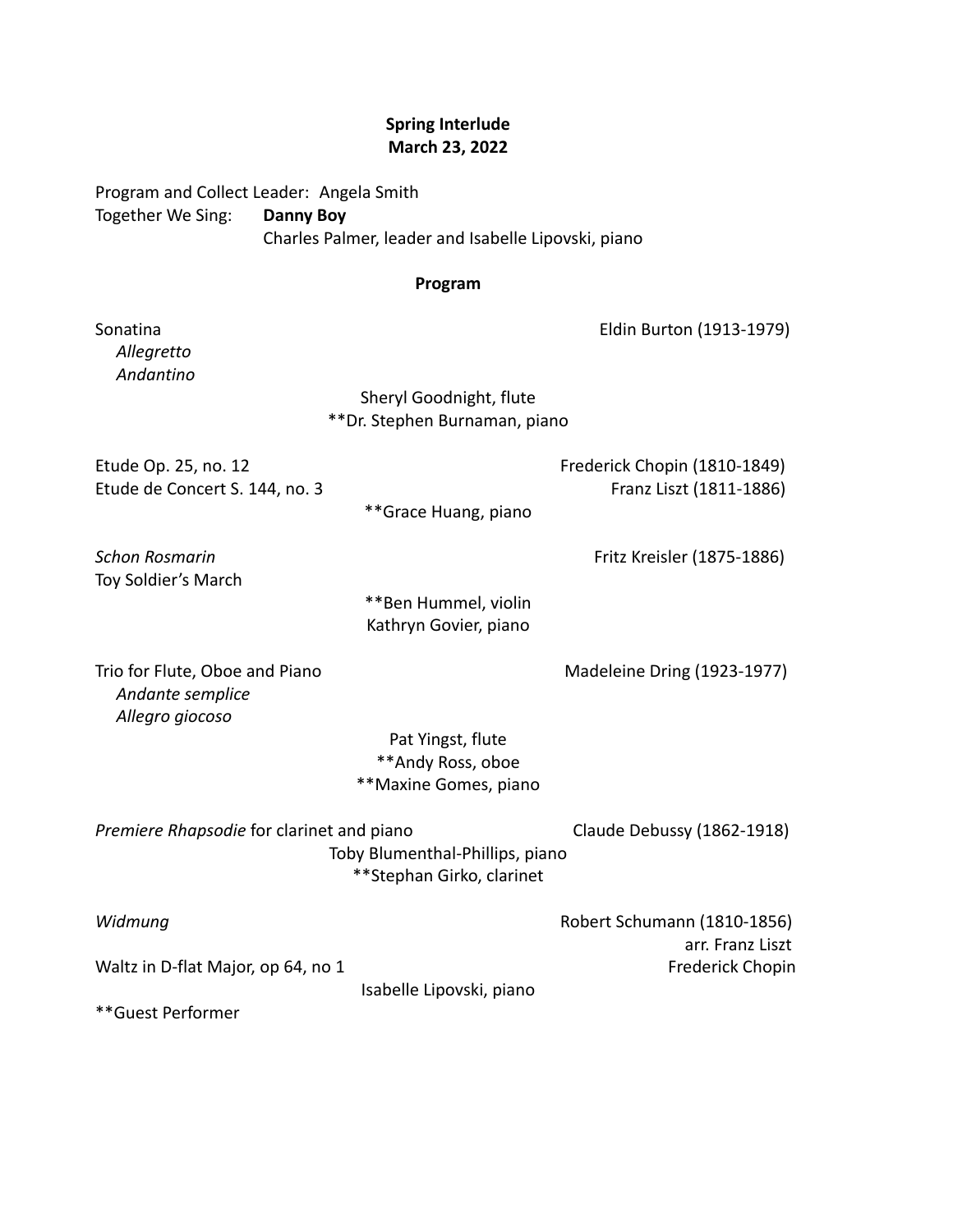**Spring Interlude**
**March 23, 2022**

Program and Collect Leader: Angela Smith
Together We Sing: **Danny Boy**
Charles Palmer, leader and Isabelle Lipovski, piano

**Program**

Sonatina — Eldin Burton (1913-1979)
*Allegretto*
*Andantino*

Sheryl Goodnight, flute
**Dr. Stephen Burnaman, piano

Etude Op. 25, no. 12 — Frederick Chopin (1810-1849)
Etude de Concert S. 144, no. 3 — Franz Liszt (1811-1886)

**Grace Huang, piano

*Schon Rosmarin* — Fritz Kreisler (1875-1886)
Toy Soldier's March

**Ben Hummel, violin
Kathryn Govier, piano

Trio for Flute, Oboe and Piano — Madeleine Dring (1923-1977)
*Andante semplice*
*Allegro giocoso*

Pat Yingst, flute
**Andy Ross, oboe
**Maxine Gomes, piano

*Premiere Rhapsodie* for clarinet and piano — Claude Debussy (1862-1918)

Toby Blumenthal-Phillips, piano
**Stephan Girko, clarinet

*Widmung* — Robert Schumann (1810-1856)
arr. Franz Liszt
Waltz in D-flat Major, op 64, no 1 — Frederick Chopin

Isabelle Lipovski, piano

**Guest Performer